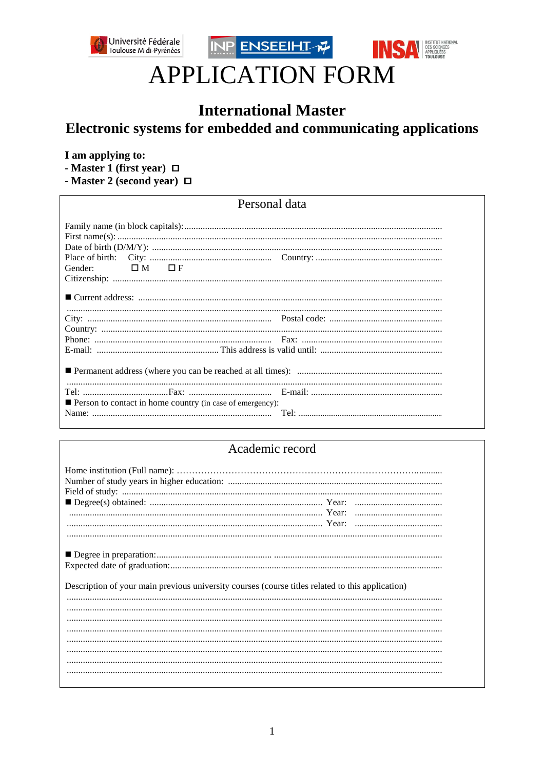Université Fédérale Toulouse Midi-Pyrénées — INP ENSEEIHT — INSA Institut National des Sciences Appliquées Toulouse

# APPLICATION FORM

## International Master

## Electronic systems for embedded and communicating applications

**I am applying to:**

**- Master 1 (first year)** ☐

**- Master 2 (second year)** ☐

### Personal data

Family name (in block capitals):...............................................................................................................

First name(s): ..........................................................................................................................................

Date of birth (D/M/Y): ............................................................................................................................

Place of birth: City: .................................................... Country: .......................................................

Gender: ☐ M ☐ F

Citizenship: ..............................................................................................................................................

■ Current address: ...................................................................................................................................

.................................................................................................................................................................

City: ............................................................................... Postal code: .................................................

Country: ..................................................................................................................................................

Phone: ............................................................................ Fax: .............................................................

E-mail: .................................................... This address is valid until: .....................................................

■ Permanent address (where you can be reached at all times): ...............................................................

.................................................................................................................................................................

Tel: .....................................Fax: .................................... E-mail: .........................................................

■ Person to contact in home country (in case of emergency):

Name: ............................................................................. Tel: .............................................................

### Academic record

Home institution (Full name): ……………………………………………………………………….........

Number of study years in higher education: ...........................................................................................

Field of study: ..........................................................................................................................................

■ Degree(s) obtained: .......................................................................... Year: .....................................

............................................................................................................. Year: .....................................

............................................................................................................. Year: .....................................

.................................................................................................................................................................

■ Degree in preparation:...................................................... .......................................................................

Expected date of graduation:.....................................................................................................................

Description of your main previous university courses (course titles related to this application)

.................................................................................................................................................................

.................................................................................................................................................................

.................................................................................................................................................................

.................................................................................................................................................................

.................................................................................................................................................................

.................................................................................................................................................................

.................................................................................................................................................................

.................................................................................................................................................................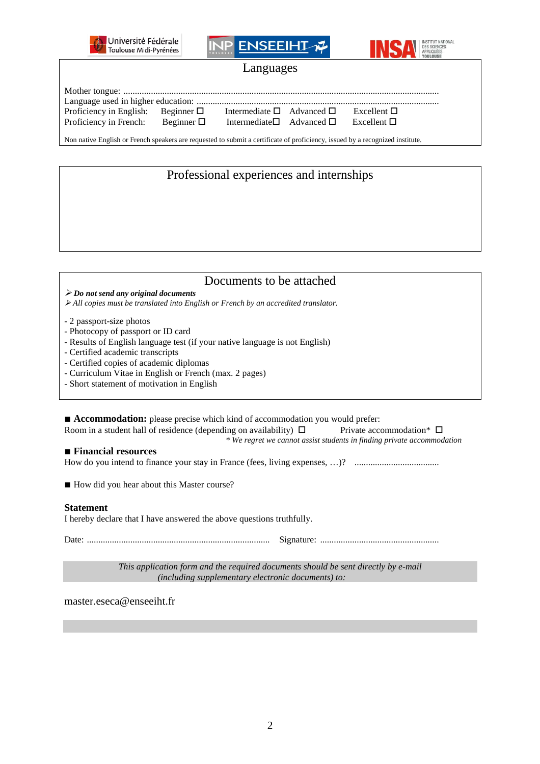## Languages

Mother tongue: ..........................................................................................................................................

Language used in higher education: .........................................................................................................

Proficiency in English: Beginner ☐ Intermediate ☐ Advanced ☐ Excellent ☐

Proficiency in French: Beginner ☐ Intermediate☐ Advanced ☐ Excellent ☐

Non native English or French speakers are requested to submit a certificate of proficiency, issued by a recognized institute.

## Professional experiences and internships

## Documents to be attached

➢ ***Do not send any original documents***

➢ *All copies must be translated into English or French by an accredited translator.*

- 2 passport-size photos
- Photocopy of passport or ID card
- Results of English language test (if your native language is not English)
- Certified academic transcripts
- Certified copies of academic diplomas
- Curriculum Vitae in English or French (max. 2 pages)
- Short statement of motivation in English

■ **Accommodation:** please precise which kind of accommodation you would prefer:

Room in a student hall of residence (depending on availability) ☐ Private accommodation* ☐

*\* We regret we cannot assist students in finding private accommodation*

■ **Financial resources**

How do you intend to finance your stay in France (fees, living expenses, …)? .....................................

■ How did you hear about this Master course?

**Statement**

I hereby declare that I have answered the above questions truthfully.

Date: ................................................................................ Signature: ....................................................

*This application form and the required documents should be sent directly by e-mail (including supplementary electronic documents) to:*

master.eseca@enseeiht.fr